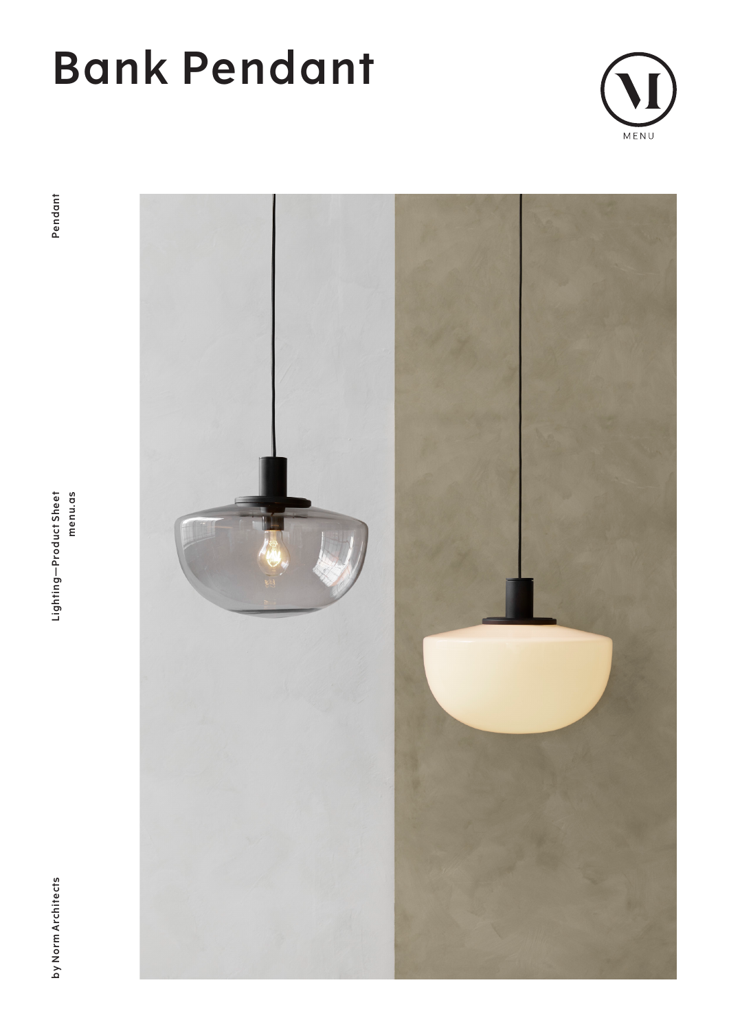# Bank Pendant

MENU

Pendant

Lighting—Product Sheet
menu.as

by Norm Architects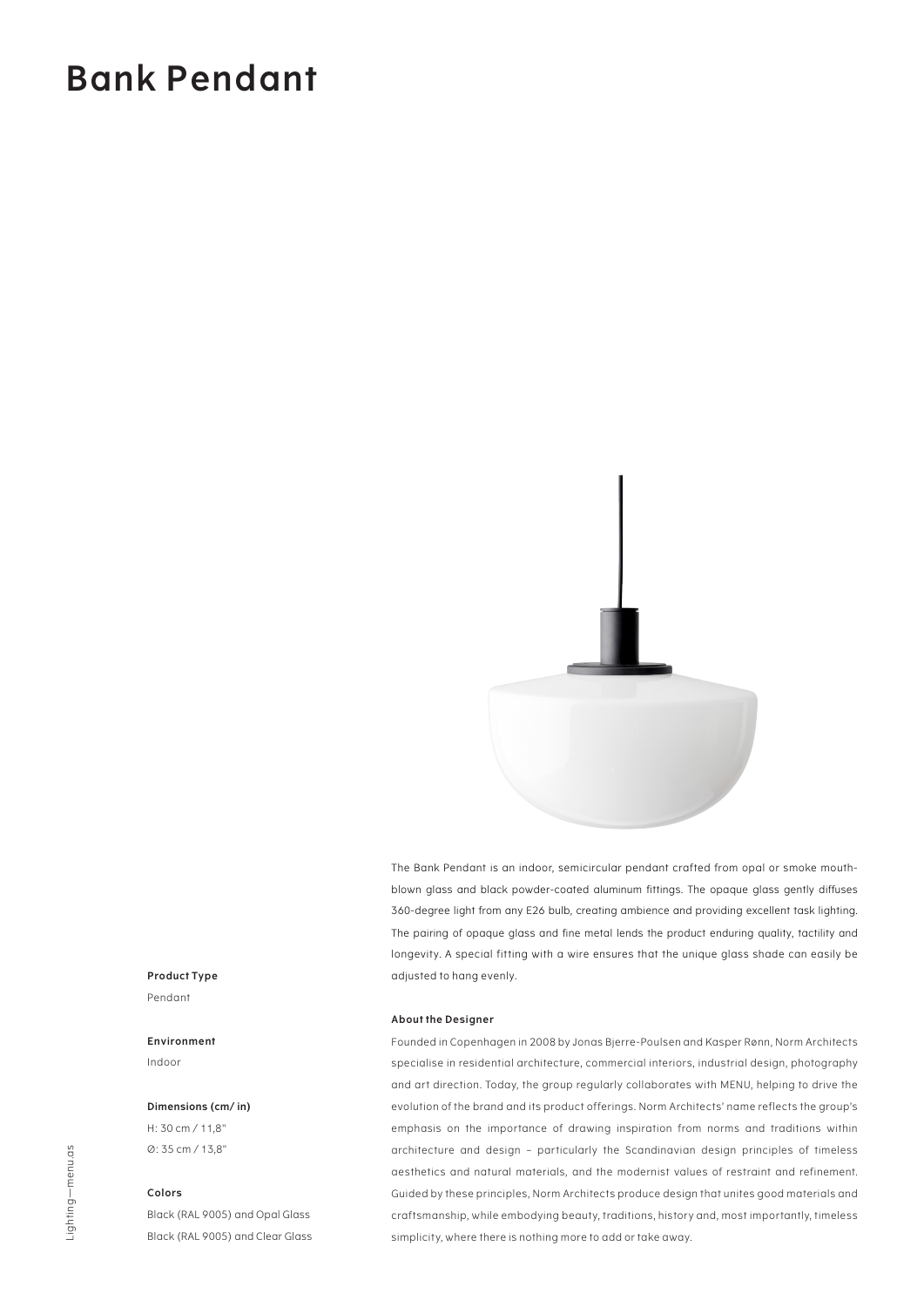# Bank Pendant

The Bank Pendant is an indoor, semicircular pendant crafted from opal or smoke mouth-blown glass and black powder-coated aluminum fittings. The opaque glass gently diffuses 360-degree light from any E26 bulb, creating ambience and providing excellent task lighting. The pairing of opaque glass and fine metal lends the product enduring quality, tactility and longevity. A special fitting with a wire ensures that the unique glass shade can easily be adjusted to hang evenly.

**Product Type**

Pendant

**Environment**

Indoor

**Dimensions (cm/ in)**

H: 30 cm / 11,8"

Ø: 35 cm / 13,8"

**Colors**

Black (RAL 9005) and Opal Glass

Black (RAL 9005) and Clear Glass

### About the Designer

Founded in Copenhagen in 2008 by Jonas Bjerre-Poulsen and Kasper Rønn, Norm Architects specialise in residential architecture, commercial interiors, industrial design, photography and art direction. Today, the group regularly collaborates with MENU, helping to drive the evolution of the brand and its product offerings. Norm Architects' name reflects the group's emphasis on the importance of drawing inspiration from norms and traditions within architecture and design – particularly the Scandinavian design principles of timeless aesthetics and natural materials, and the modernist values of restraint and refinement. Guided by these principles, Norm Architects produce design that unites good materials and craftsmanship, while embodying beauty, traditions, history and, most importantly, timeless simplicity, where there is nothing more to add or take away.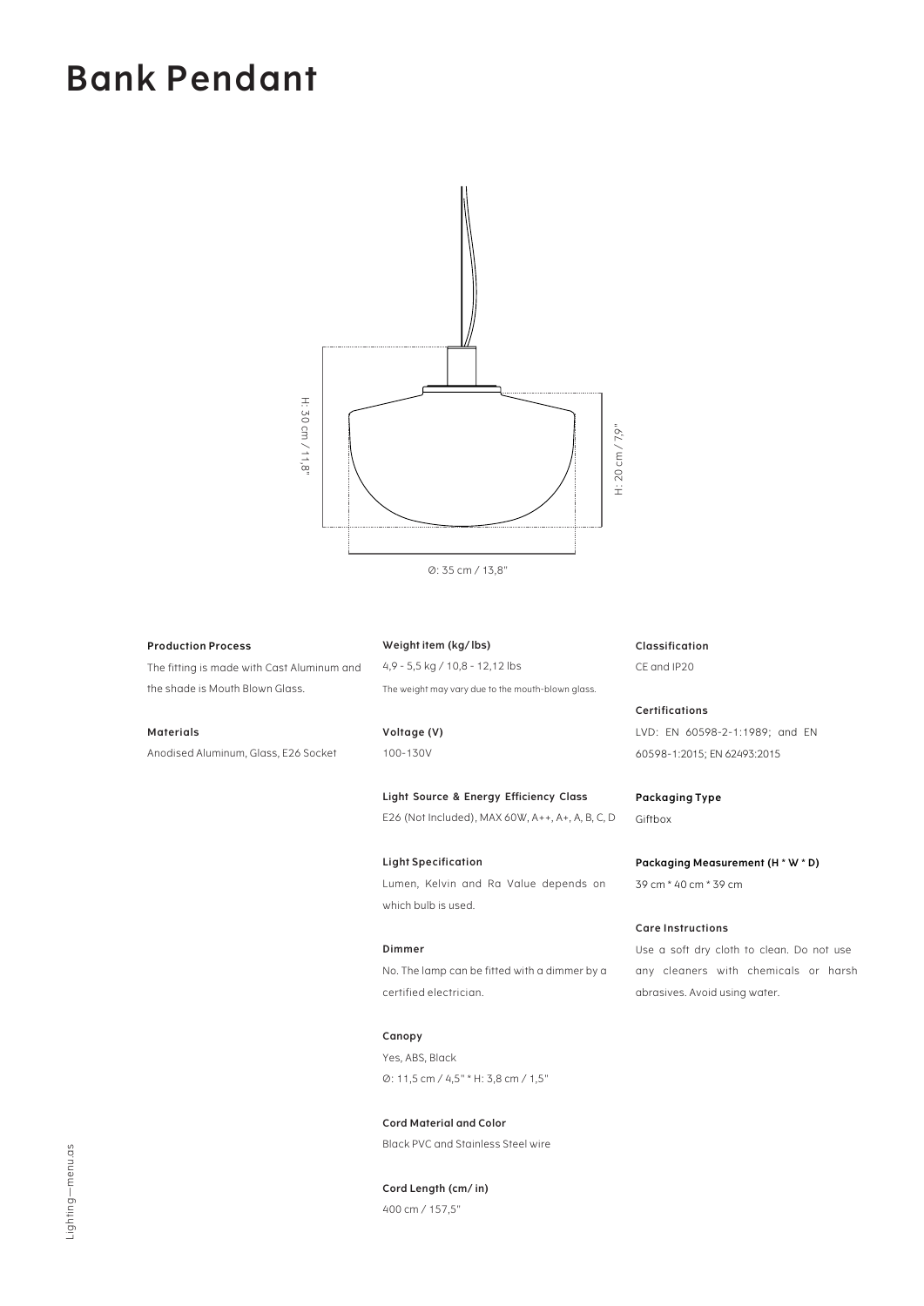# Bank Pendant

H: 30 cm / 11,8"

H: 20 cm / 7,9"

Ø: 35 cm / 13,8"

**Production Process**
The fitting is made with Cast Aluminum and the shade is Mouth Blown Glass.

**Materials**
Anodised Aluminum, Glass, E26 Socket

**Weight item (kg/ lbs)**
4,9 - 5,5 kg / 10,8 - 12,12 lbs
The weight may vary due to the mouth-blown glass.

**Voltage (V)**
100-130V

**Light Source & Energy Efficiency Class**
E26 (Not Included), MAX 60W, A++, A+, A, B, C, D

**Light Specification**
Lumen, Kelvin and Ra Value depends on which bulb is used.

**Dimmer**
No. The lamp can be fitted with a dimmer by a certified electrician.

**Canopy**
Yes, ABS, Black
Ø: 11,5 cm / 4,5" * H: 3,8 cm / 1,5"

**Cord Material and Color**
Black PVC and Stainless Steel wire

**Cord Length (cm/ in)**
400 cm / 157,5"

**Classification**
CE and IP20

**Certifications**
LVD: EN 60598-2-1:1989; and EN 60598-1:2015; EN 62493:2015

**Packaging Type**
Giftbox

**Packaging Measurement (H * W * D)**
39 cm * 40 cm * 39 cm

**Care Instructions**
Use a soft dry cloth to clean. Do not use any cleaners with chemicals or harsh abrasives. Avoid using water.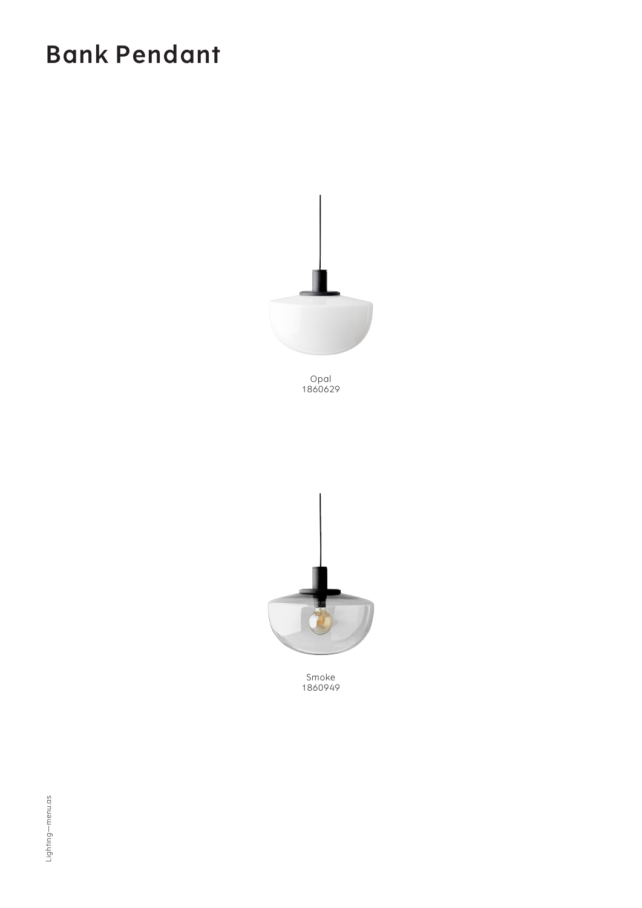# Bank Pendant

Opal
1860629

Smoke
1860949